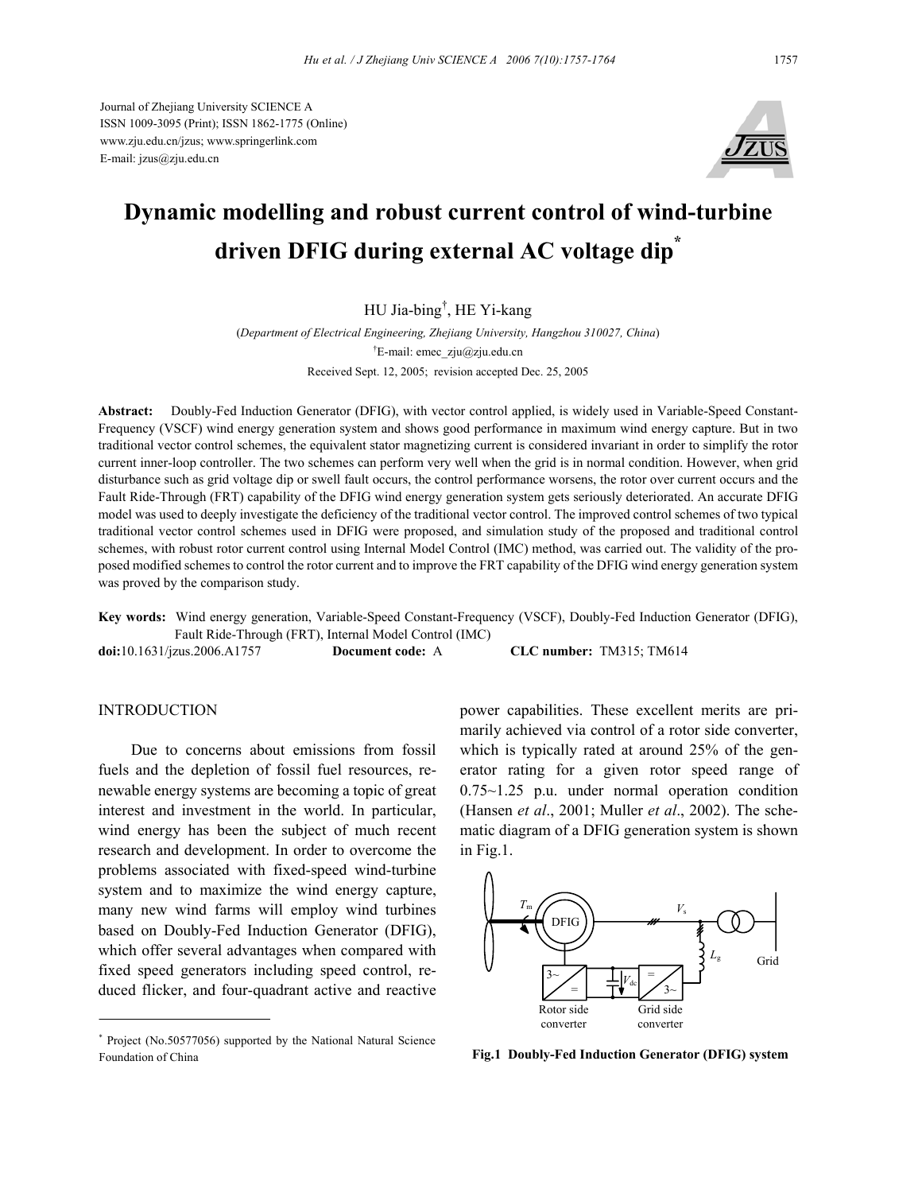Journal of Zhejiang University SCIENCE A
ISSN 1009-3095 (Print); ISSN 1862-1775 (Online)
www.zju.edu.cn/jzus; www.springerlink.com
E-mail: jzus@zju.edu.cn

# Dynamic modelling and robust current control of wind-turbine driven DFIG during external AC voltage dip*

HU Jia-bing†, HE Yi-kang

(*Department of Electrical Engineering, Zhejiang University, Hangzhou 310027, China*)

†E-mail: emec_zju@zju.edu.cn

Received Sept. 12, 2005; revision accepted Dec. 25, 2005

**Abstract:** Doubly-Fed Induction Generator (DFIG), with vector control applied, is widely used in Variable-Speed Constant-Frequency (VSCF) wind energy generation system and shows good performance in maximum wind energy capture. But in two traditional vector control schemes, the equivalent stator magnetizing current is considered invariant in order to simplify the rotor current inner-loop controller. The two schemes can perform very well when the grid is in normal condition. However, when grid disturbance such as grid voltage dip or swell fault occurs, the control performance worsens, the rotor over current occurs and the Fault Ride-Through (FRT) capability of the DFIG wind energy generation system gets seriously deteriorated. An accurate DFIG model was used to deeply investigate the deficiency of the traditional vector control. The improved control schemes of two typical traditional vector control schemes used in DFIG were proposed, and simulation study of the proposed and traditional control schemes, with robust rotor current control using Internal Model Control (IMC) method, was carried out. The validity of the proposed modified schemes to control the rotor current and to improve the FRT capability of the DFIG wind energy generation system was proved by the comparison study.

**Key words:** Wind energy generation, Variable-Speed Constant-Frequency (VSCF), Doubly-Fed Induction Generator (DFIG), Fault Ride-Through (FRT), Internal Model Control (IMC)

**doi:**10.1631/jzus.2006.A1757 **Document code:** A **CLC number:** TM315; TM614

## INTRODUCTION

Due to concerns about emissions from fossil fuels and the depletion of fossil fuel resources, renewable energy systems are becoming a topic of great interest and investment in the world. In particular, wind energy has been the subject of much recent research and development. In order to overcome the problems associated with fixed-speed wind-turbine system and to maximize the wind energy capture, many new wind farms will employ wind turbines based on Doubly-Fed Induction Generator (DFIG), which offer several advantages when compared with fixed speed generators including speed control, reduced flicker, and four-quadrant active and reactive power capabilities. These excellent merits are primarily achieved via control of a rotor side converter, which is typically rated at around 25% of the generator rating for a given rotor speed range of 0.75~1.25 p.u. under normal operation condition (Hansen *et al*., 2001; Muller *et al*., 2002). The schematic diagram of a DFIG generation system is shown in Fig.1.

Fig.1 Doubly-Fed Induction Generator (DFIG) system

* Project (No.50577056) supported by the National Natural Science Foundation of China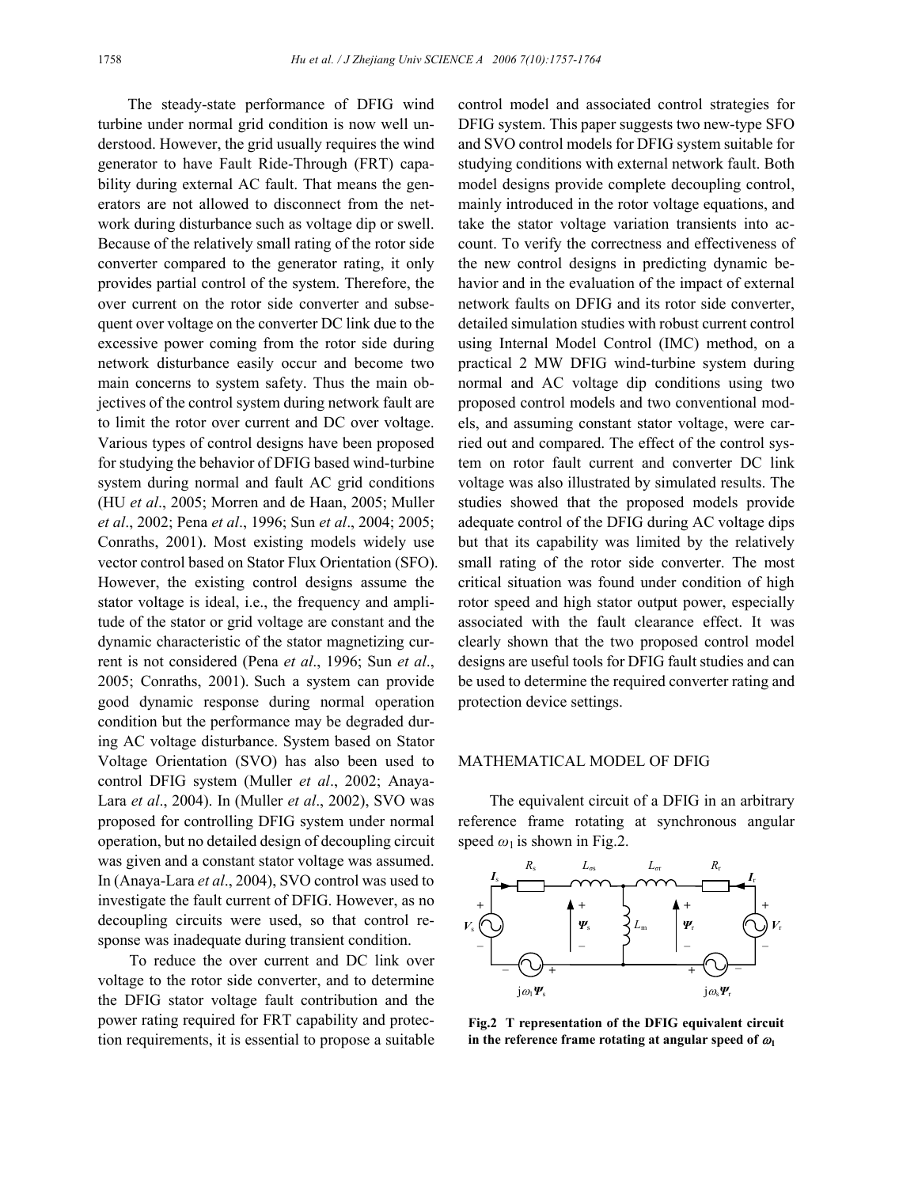The steady-state performance of DFIG wind turbine under normal grid condition is now well understood. However, the grid usually requires the wind generator to have Fault Ride-Through (FRT) capability during external AC fault. That means the generators are not allowed to disconnect from the network during disturbance such as voltage dip or swell. Because of the relatively small rating of the rotor side converter compared to the generator rating, it only provides partial control of the system. Therefore, the over current on the rotor side converter and subsequent over voltage on the converter DC link due to the excessive power coming from the rotor side during network disturbance easily occur and become two main concerns to system safety. Thus the main objectives of the control system during network fault are to limit the rotor over current and DC over voltage. Various types of control designs have been proposed for studying the behavior of DFIG based wind-turbine system during normal and fault AC grid conditions (HU *et al*., 2005; Morren and de Haan, 2005; Muller *et al*., 2002; Pena *et al*., 1996; Sun *et al*., 2004; 2005; Conraths, 2001). Most existing models widely use vector control based on Stator Flux Orientation (SFO). However, the existing control designs assume the stator voltage is ideal, i.e., the frequency and amplitude of the stator or grid voltage are constant and the dynamic characteristic of the stator magnetizing current is not considered (Pena *et al*., 1996; Sun *et al*., 2005; Conraths, 2001). Such a system can provide good dynamic response during normal operation condition but the performance may be degraded during AC voltage disturbance. System based on Stator Voltage Orientation (SVO) has also been used to control DFIG system (Muller *et al*., 2002; Anaya-Lara *et al*., 2004). In (Muller *et al*., 2002), SVO was proposed for controlling DFIG system under normal operation, but no detailed design of decoupling circuit was given and a constant stator voltage was assumed. In (Anaya-Lara *et al*., 2004), SVO control was used to investigate the fault current of DFIG. However, as no decoupling circuits were used, so that control response was inadequate during transient condition.

To reduce the over current and DC link over voltage to the rotor side converter, and to determine the DFIG stator voltage fault contribution and the power rating required for FRT capability and protection requirements, it is essential to propose a suitable control model and associated control strategies for DFIG system. This paper suggests two new-type SFO and SVO control models for DFIG system suitable for studying conditions with external network fault. Both model designs provide complete decoupling control, mainly introduced in the rotor voltage equations, and take the stator voltage variation transients into account. To verify the correctness and effectiveness of the new control designs in predicting dynamic behavior and in the evaluation of the impact of external network faults on DFIG and its rotor side converter, detailed simulation studies with robust current control using Internal Model Control (IMC) method, on a practical 2 MW DFIG wind-turbine system during normal and AC voltage dip conditions using two proposed control models and two conventional models, and assuming constant stator voltage, were carried out and compared. The effect of the control system on rotor fault current and converter DC link voltage was also illustrated by simulated results. The studies showed that the proposed models provide adequate control of the DFIG during AC voltage dips but that its capability was limited by the relatively small rating of the rotor side converter. The most critical situation was found under condition of high rotor speed and high stator output power, especially associated with the fault clearance effect. It was clearly shown that the two proposed control model designs are useful tools for DFIG fault studies and can be used to determine the required converter rating and protection device settings.

## MATHEMATICAL MODEL OF DFIG

The equivalent circuit of a DFIG in an arbitrary reference frame rotating at synchronous angular speed $\omega_1$ is shown in Fig.2.

**Fig.2 T representation of the DFIG equivalent circuit in the reference frame rotating at angular speed of $\omega_1$**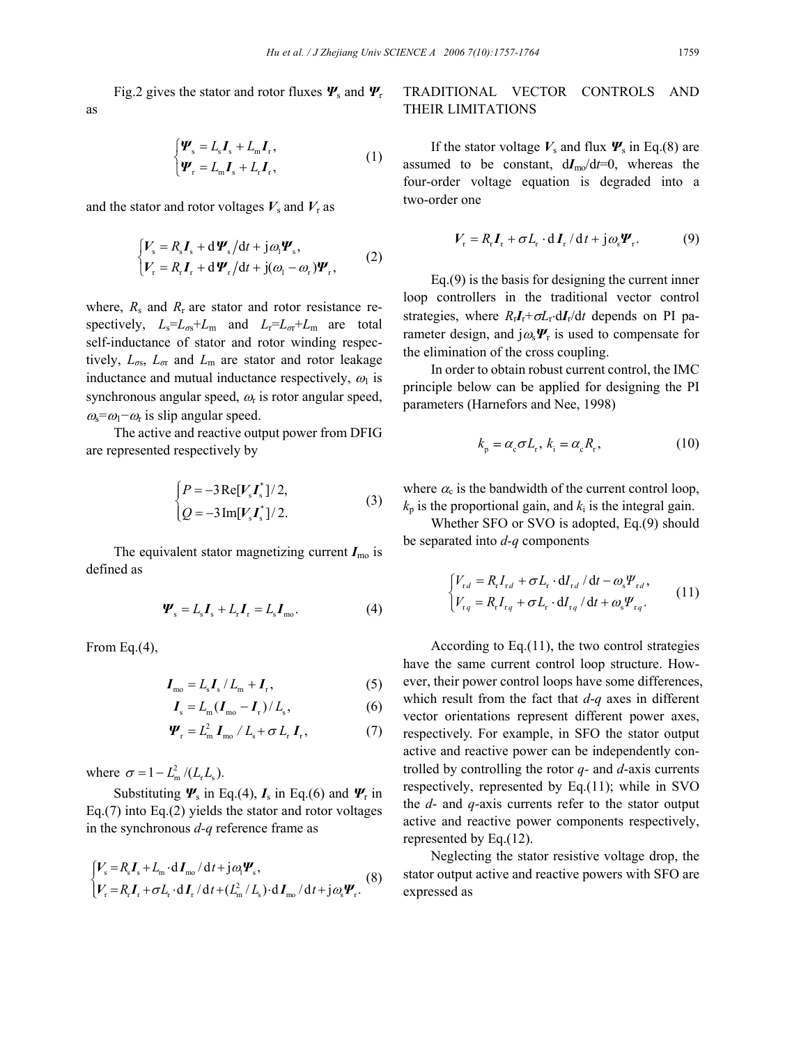Fig.2 gives the stator and rotor fluxes $\boldsymbol{\Psi}_s$ and $\boldsymbol{\Psi}_r$ as

$$\begin{cases}\boldsymbol{\Psi}_s = L_s\boldsymbol{I}_s + L_m\boldsymbol{I}_r,\\ \boldsymbol{\Psi}_r = L_m\boldsymbol{I}_s + L_r\boldsymbol{I}_r,\end{cases} \tag{1}$$

and the stator and rotor voltages $\boldsymbol{V}_s$ and $\boldsymbol{V}_r$ as

$$\begin{cases}\boldsymbol{V}_s = R_s\boldsymbol{I}_s + \mathrm{d}\boldsymbol{\Psi}_s/\mathrm{d}t + \mathrm{j}\omega_1\boldsymbol{\Psi}_s,\\ \boldsymbol{V}_r = R_r\boldsymbol{I}_r + \mathrm{d}\boldsymbol{\Psi}_r/\mathrm{d}t + \mathrm{j}(\omega_1-\omega_r)\boldsymbol{\Psi}_r,\end{cases} \tag{2}$$

where, $R_s$ and $R_r$ are stator and rotor resistance respectively, $L_s=L_{\sigma s}+L_m$ and $L_r=L_{\sigma r}+L_m$ are total self-inductance of stator and rotor winding respectively, $L_{\sigma s}$, $L_{\sigma r}$ and $L_m$ are stator and rotor leakage inductance and mutual inductance respectively, $\omega_1$ is synchronous angular speed, $\omega_r$ is rotor angular speed, $\omega_s=\omega_1-\omega_r$ is slip angular speed.

The active and reactive output power from DFIG are represented respectively by

$$\begin{cases}P = -3\,\mathrm{Re}[\boldsymbol{V}_s\boldsymbol{I}_s^*]/2,\\ Q = -3\,\mathrm{Im}[\boldsymbol{V}_s\boldsymbol{I}_s^*]/2.\end{cases} \tag{3}$$

The equivalent stator magnetizing current $\boldsymbol{I}_{mo}$ is defined as

$$\boldsymbol{\Psi}_s = L_s\boldsymbol{I}_s + L_r\boldsymbol{I}_r = L_s\boldsymbol{I}_{mo}. \tag{4}$$

From Eq.(4),

$$\boldsymbol{I}_{mo} = L_s\boldsymbol{I}_s/L_m + \boldsymbol{I}_r, \tag{5}$$

$$\boldsymbol{I}_s = L_m(\boldsymbol{I}_{mo} - \boldsymbol{I}_r)/L_s, \tag{6}$$

$$\boldsymbol{\Psi}_r = L_m^2\boldsymbol{I}_{mo}/L_s + \sigma L_r\boldsymbol{I}_r, \tag{7}$$

where $\sigma = 1 - L_m^2/(L_rL_s)$.

Substituting $\boldsymbol{\Psi}_s$ in Eq.(4), $\boldsymbol{I}_s$ in Eq.(6) and $\boldsymbol{\Psi}_r$ in Eq.(7) into Eq.(2) yields the stator and rotor voltages in the synchronous *d-q* reference frame as

$$\begin{cases}\boldsymbol{V}_s = R_s\boldsymbol{I}_s + L_m\cdot\mathrm{d}\boldsymbol{I}_{mo}/\mathrm{d}t + \mathrm{j}\omega_1\boldsymbol{\Psi}_s,\\ \boldsymbol{V}_r = R_r\boldsymbol{I}_r + \sigma L_r\cdot\mathrm{d}\boldsymbol{I}_r/\mathrm{d}t + (L_m^2/L_s)\cdot\mathrm{d}\boldsymbol{I}_{mo}/\mathrm{d}t + \mathrm{j}\omega_s\boldsymbol{\Psi}_r.\end{cases} \tag{8}$$

## TRADITIONAL VECTOR CONTROLS AND THEIR LIMITATIONS

If the stator voltage $\boldsymbol{V}_s$ and flux $\boldsymbol{\Psi}_s$ in Eq.(8) are assumed to be constant, $\mathrm{d}\boldsymbol{I}_{mo}/\mathrm{d}t=0$, whereas the four-order voltage equation is degraded into a two-order one

$$\boldsymbol{V}_r = R_r\boldsymbol{I}_r + \sigma L_r\cdot\mathrm{d}\boldsymbol{I}_r/\mathrm{d}t + \mathrm{j}\omega_s\boldsymbol{\Psi}_r. \tag{9}$$

Eq.(9) is the basis for designing the current inner loop controllers in the traditional vector control strategies, where $R_r\boldsymbol{I}_r+\sigma L_r\cdot\mathrm{d}\boldsymbol{I}_r/\mathrm{d}t$ depends on PI parameter design, and $\mathrm{j}\omega_s\boldsymbol{\Psi}_r$ is used to compensate for the elimination of the cross coupling.

In order to obtain robust current control, the IMC principle below can be applied for designing the PI parameters (Harnefors and Nee, 1998)

$$k_p = \alpha_c\sigma L_r,\ k_i = \alpha_c R_r, \tag{10}$$

where $\alpha_c$ is the bandwidth of the current control loop, $k_p$ is the proportional gain, and $k_i$ is the integral gain.

Whether SFO or SVO is adopted, Eq.(9) should be separated into *d-q* components

$$\begin{cases}V_{rd} = R_rI_{rd} + \sigma L_r\cdot\mathrm{d}I_{rd}/\mathrm{d}t - \omega_s\Psi_{rd},\\ V_{rq} = R_rI_{rq} + \sigma L_r\cdot\mathrm{d}I_{rq}/\mathrm{d}t + \omega_s\Psi_{rq}.\end{cases} \tag{11}$$

According to Eq.(11), the two control strategies have the same current control loop structure. However, their power control loops have some differences, which result from the fact that *d-q* axes in different vector orientations represent different power axes, respectively. For example, in SFO the stator output active and reactive power can be independently controlled by controlling the rotor *q*- and *d*-axis currents respectively, represented by Eq.(11); while in SVO the *d*- and *q*-axis currents refer to the stator output active and reactive power components respectively, represented by Eq.(12).

Neglecting the stator resistive voltage drop, the stator output active and reactive powers with SFO are expressed as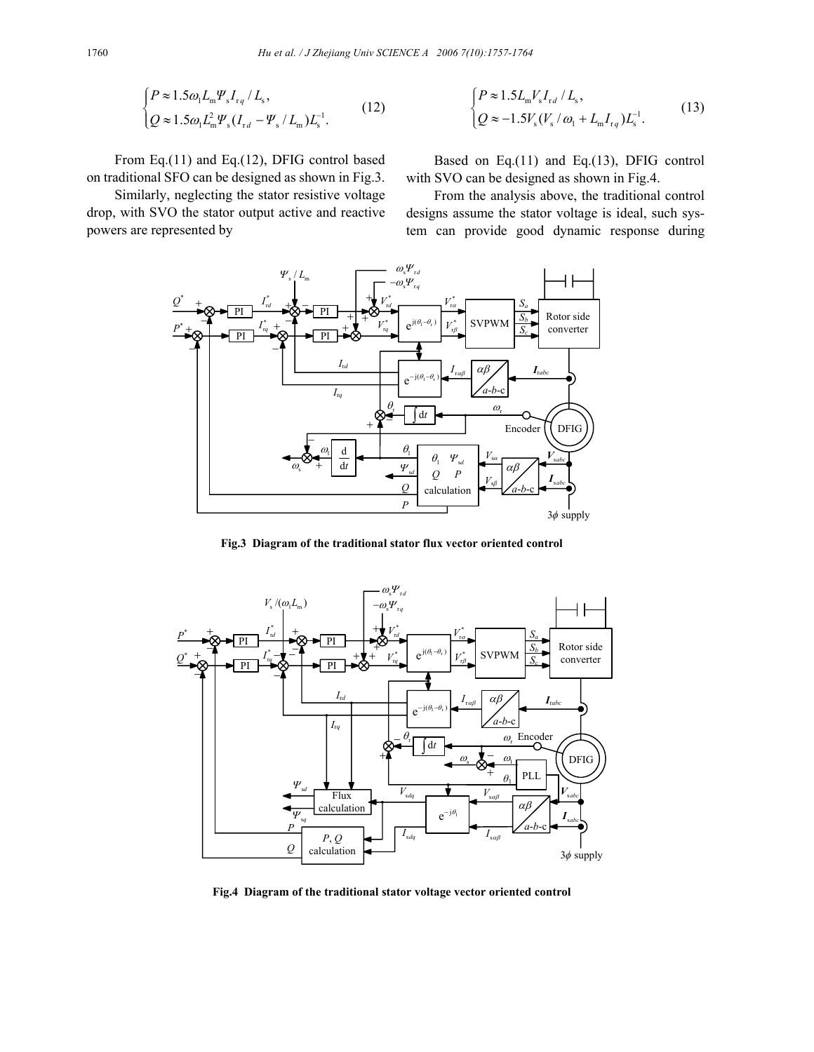$$\begin{cases} P \approx 1.5\omega_1 L_m \Psi_s I_{rq} / L_s, \\ Q \approx 1.5\omega_1 L_m^2 \Psi_s (I_{rd} - \Psi_s / L_m) L_s^{-1}. \end{cases} \quad (12)$$

From Eq.(11) and Eq.(12), DFIG control based on traditional SFO can be designed as shown in Fig.3.

Similarly, neglecting the stator resistive voltage drop, with SVO the stator output active and reactive powers are represented by

$$\begin{cases} P \approx 1.5 L_m V_s I_{rd} / L_s, \\ Q \approx -1.5 V_s (V_s / \omega_1 + L_m I_{rq}) L_s^{-1}. \end{cases} \quad (13)$$

Based on Eq.(11) and Eq.(13), DFIG control with SVO can be designed as shown in Fig.4.

From the analysis above, the traditional control designs assume the stator voltage is ideal, such system can provide good dynamic response during

**Fig.3 Diagram of the traditional stator flux vector oriented control**

**Fig.4 Diagram of the traditional stator voltage vector oriented control**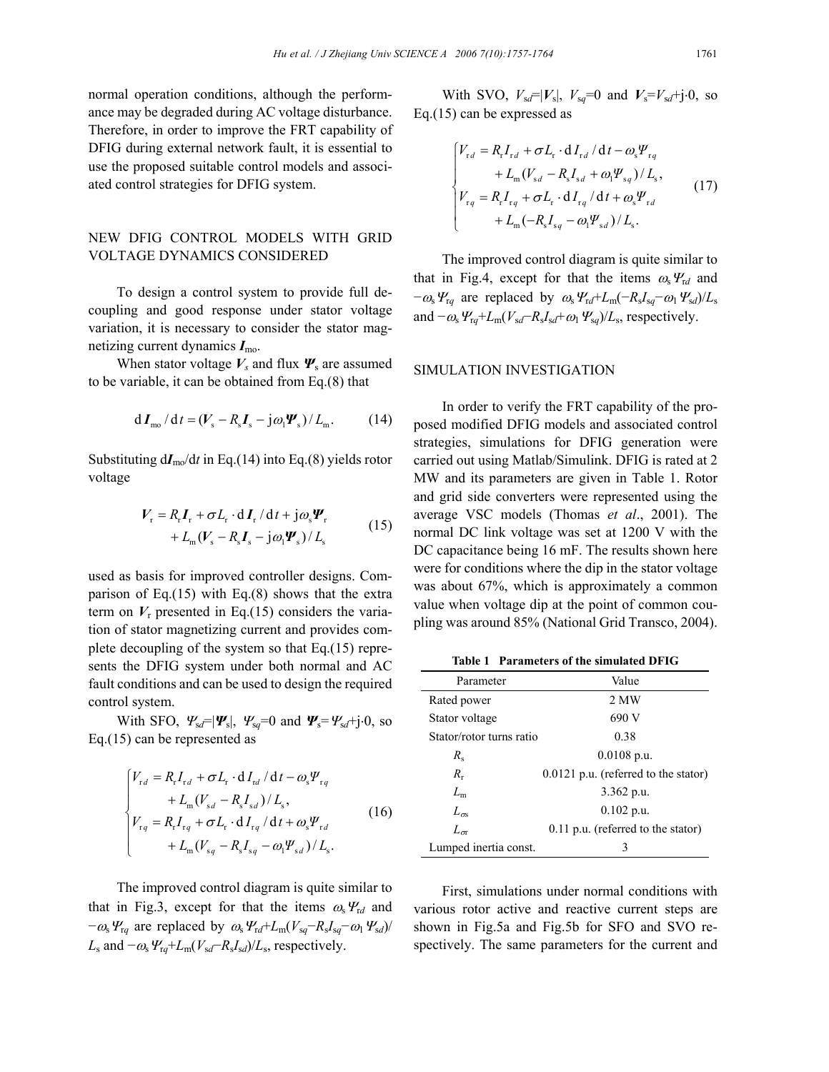normal operation conditions, although the performance may be degraded during AC voltage disturbance. Therefore, in order to improve the FRT capability of DFIG during external network fault, it is essential to use the proposed suitable control models and associated control strategies for DFIG system.

## NEW DFIG CONTROL MODELS WITH GRID VOLTAGE DYNAMICS CONSIDERED

To design a control system to provide full decoupling and good response under stator voltage variation, it is necessary to consider the stator magnetizing current dynamics $\boldsymbol{I}_{\text{mo}}$.

When stator voltage $\boldsymbol{V}_s$ and flux $\boldsymbol{\Psi}_s$ are assumed to be variable, it can be obtained from Eq.(8) that

$$\mathrm{d}\boldsymbol{I}_{\text{mo}}/\mathrm{d}t=(\boldsymbol{V}_{\text{s}}-R_{\text{s}}\boldsymbol{I}_{\text{s}}-\mathrm{j}\omega_1\boldsymbol{\Psi}_{\text{s}})/L_{\text{m}}. \tag{14}$$

Substituting $\mathrm{d}\boldsymbol{I}_{\text{mo}}/\mathrm{d}t$ in Eq.(14) into Eq.(8) yields rotor voltage

$$\begin{aligned}\boldsymbol{V}_{\text{r}}=&R_{\text{r}}\boldsymbol{I}_{\text{r}}+\sigma L_{\text{r}}\cdot\mathrm{d}\boldsymbol{I}_{\text{r}}/\mathrm{d}t+\mathrm{j}\omega_{\text{s}}\boldsymbol{\Psi}_{\text{r}}\\&+L_{\text{m}}(\boldsymbol{V}_{\text{s}}-R_{\text{s}}\boldsymbol{I}_{\text{s}}-\mathrm{j}\omega_1\boldsymbol{\Psi}_{\text{s}})/L_{\text{s}}\end{aligned} \tag{15}$$

used as basis for improved controller designs. Comparison of Eq.(15) with Eq.(8) shows that the extra term on $\boldsymbol{V}_{\text{r}}$ presented in Eq.(15) considers the variation of stator magnetizing current and provides complete decoupling of the system so that Eq.(15) represents the DFIG system under both normal and AC fault conditions and can be used to design the required control system.

With SFO, $\Psi_{sd}=|\boldsymbol{\Psi}_{\text{s}}|$, $\Psi_{sq}=0$ and $\boldsymbol{\Psi}_{\text{s}}=\Psi_{sd}+\mathrm{j}\cdot 0$, so Eq.(15) can be represented as

$$\begin{cases}V_{\text{r}d}=R_{\text{r}}I_{\text{r}d}+\sigma L_{\text{r}}\cdot\mathrm{d}I_{\text{r}d}/\mathrm{d}t-\omega_{\text{s}}\Psi_{\text{r}q}\\\qquad+L_{\text{m}}(V_{\text{s}d}-R_{\text{s}}I_{\text{s}d})/L_{\text{s}},\\V_{\text{r}q}=R_{\text{r}}I_{\text{r}q}+\sigma L_{\text{r}}\cdot\mathrm{d}I_{\text{r}q}/\mathrm{d}t+\omega_{\text{s}}\Psi_{\text{r}d}\\\qquad+L_{\text{m}}(V_{\text{s}q}-R_{\text{s}}I_{\text{s}q}-\omega_1\Psi_{\text{s}d})/L_{\text{s}}.\end{cases} \tag{16}$$

The improved control diagram is quite similar to that in Fig.3, except for that the items $\omega_{\text{s}}\Psi_{\text{r}d}$ and $-\omega_{\text{s}}\Psi_{\text{r}q}$ are replaced by $\omega_{\text{s}}\Psi_{\text{r}d}+L_{\text{m}}(V_{\text{s}q}-R_{\text{s}}I_{\text{s}q}-\omega_1\Psi_{\text{s}d})/L_{\text{s}}$ and $-\omega_{\text{s}}\Psi_{\text{r}q}+L_{\text{m}}(V_{\text{s}d}-R_{\text{s}}I_{\text{s}d})/L_{\text{s}}$, respectively.

With SVO, $V_{sd}=|\boldsymbol{V}_{\text{s}}|$, $V_{sq}=0$ and $\boldsymbol{V}_{\text{s}}=V_{sd}+\mathrm{j}\cdot 0$, so Eq.(15) can be expressed as

$$\begin{cases}V_{\text{r}d}=R_{\text{r}}I_{\text{r}d}+\sigma L_{\text{r}}\cdot\mathrm{d}I_{\text{r}d}/\mathrm{d}t-\omega_{\text{s}}\Psi_{\text{r}q}\\\qquad+L_{\text{m}}(V_{\text{s}d}-R_{\text{s}}I_{\text{s}d}+\omega_1\Psi_{\text{s}q})/L_{\text{s}},\\V_{\text{r}q}=R_{\text{r}}I_{\text{r}q}+\sigma L_{\text{r}}\cdot\mathrm{d}I_{\text{r}q}/\mathrm{d}t+\omega_{\text{s}}\Psi_{\text{r}d}\\\qquad+L_{\text{m}}(-R_{\text{s}}I_{\text{s}q}-\omega_1\Psi_{\text{s}d})/L_{\text{s}}.\end{cases} \tag{17}$$

The improved control diagram is quite similar to that in Fig.4, except for that the items $\omega_{\text{s}}\Psi_{\text{r}d}$ and $-\omega_{\text{s}}\Psi_{\text{r}q}$ are replaced by $\omega_{\text{s}}\Psi_{\text{r}d}+L_{\text{m}}(-R_{\text{s}}I_{\text{s}q}-\omega_1\Psi_{\text{s}d})/L_{\text{s}}$ and $-\omega_{\text{s}}\Psi_{\text{r}q}+L_{\text{m}}(V_{\text{s}d}-R_{\text{s}}I_{\text{s}d}+\omega_1\Psi_{\text{s}q})/L_{\text{s}}$, respectively.

## SIMULATION INVESTIGATION

In order to verify the FRT capability of the proposed modified DFIG models and associated control strategies, simulations for DFIG generation were carried out using Matlab/Simulink. DFIG is rated at 2 MW and its parameters are given in Table 1. Rotor and grid side converters were represented using the average VSC models (Thomas *et al*., 2001). The normal DC link voltage was set at 1200 V with the DC capacitance being 16 mF. The results shown here were for conditions where the dip in the stator voltage was about 67%, which is approximately a common value when voltage dip at the point of common coupling was around 85% (National Grid Transco, 2004).

**Table 1 Parameters of the simulated DFIG**

| Parameter | Value |
|---|---|
| Rated power | 2 MW |
| Stator voltage | 690 V |
| Stator/rotor turns ratio | 0.38 |
| $R_{\text{s}}$ | 0.0108 p.u. |
| $R_{\text{r}}$ | 0.0121 p.u. (referred to the stator) |
| $L_{\text{m}}$ | 3.362 p.u. |
| $L_{\sigma\text{s}}$ | 0.102 p.u. |
| $L_{\sigma\text{r}}$ | 0.11 p.u. (referred to the stator) |
| Lumped inertia const. | 3 |

First, simulations under normal conditions with various rotor active and reactive current steps are shown in Fig.5a and Fig.5b for SFO and SVO respectively. The same parameters for the current and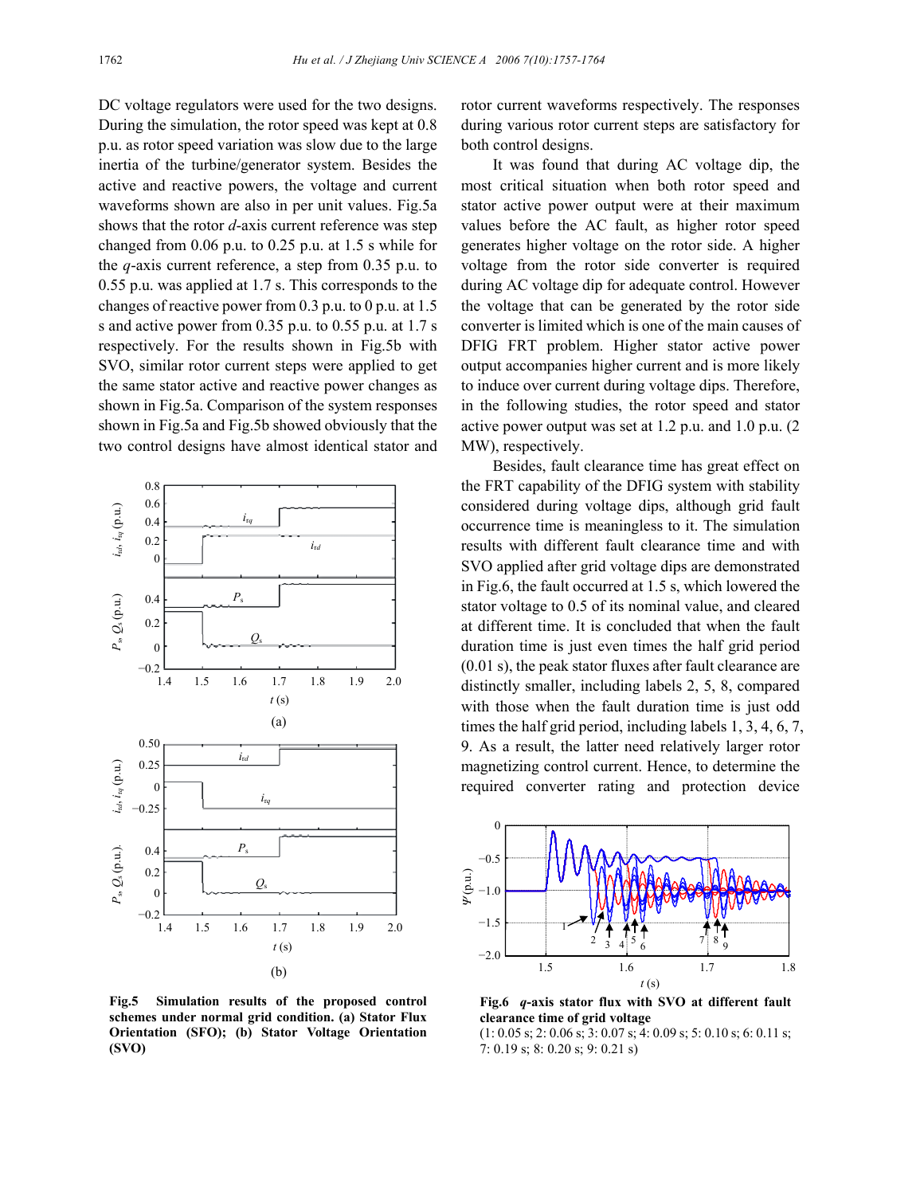DC voltage regulators were used for the two designs. During the simulation, the rotor speed was kept at 0.8 p.u. as rotor speed variation was slow due to the large inertia of the turbine/generator system. Besides the active and reactive powers, the voltage and current waveforms shown are also in per unit values. Fig.5a shows that the rotor *d*-axis current reference was step changed from 0.06 p.u. to 0.25 p.u. at 1.5 s while for the *q*-axis current reference, a step from 0.35 p.u. to 0.55 p.u. was applied at 1.7 s. This corresponds to the changes of reactive power from 0.3 p.u. to 0 p.u. at 1.5 s and active power from 0.35 p.u. to 0.55 p.u. at 1.7 s respectively. For the results shown in Fig.5b with SVO, similar rotor current steps were applied to get the same stator active and reactive power changes as shown in Fig.5a. Comparison of the system responses shown in Fig.5a and Fig.5b showed obviously that the two control designs have almost identical stator and rotor current waveforms respectively. The responses during various rotor current steps are satisfactory for both control designs.

It was found that during AC voltage dip, the most critical situation when both rotor speed and stator active power output were at their maximum values before the AC fault, as higher rotor speed generates higher voltage on the rotor side. A higher voltage from the rotor side converter is required during AC voltage dip for adequate control. However the voltage that can be generated by the rotor side converter is limited which is one of the main causes of DFIG FRT problem. Higher stator active power output accompanies higher current and is more likely to induce over current during voltage dips. Therefore, in the following studies, the rotor speed and stator active power output was set at 1.2 p.u. and 1.0 p.u. (2 MW), respectively.

Besides, fault clearance time has great effect on the FRT capability of the DFIG system with stability considered during voltage dips, although grid fault occurrence time is meaningless to it. The simulation results with different fault clearance time and with SVO applied after grid voltage dips are demonstrated in Fig.6, the fault occurred at 1.5 s, which lowered the stator voltage to 0.5 of its nominal value, and cleared at different time. It is concluded that when the fault duration time is just even times the half grid period (0.01 s), the peak stator fluxes after fault clearance are distinctly smaller, including labels 2, 5, 8, compared with those when the fault duration time is just odd times the half grid period, including labels 1, 3, 4, 6, 7, 9. As a result, the latter need relatively larger rotor magnetizing control current. Hence, to determine the required converter rating and protection device

**Fig.5 Simulation results of the proposed control schemes under normal grid condition. (a) Stator Flux Orientation (SFO); (b) Stator Voltage Orientation (SVO)**

**Fig.6 *q*-axis stator flux with SVO at different fault clearance time of grid voltage**
(1: 0.05 s; 2: 0.06 s; 3: 0.07 s; 4: 0.09 s; 5: 0.10 s; 6: 0.11 s; 7: 0.19 s; 8: 0.20 s; 9: 0.21 s)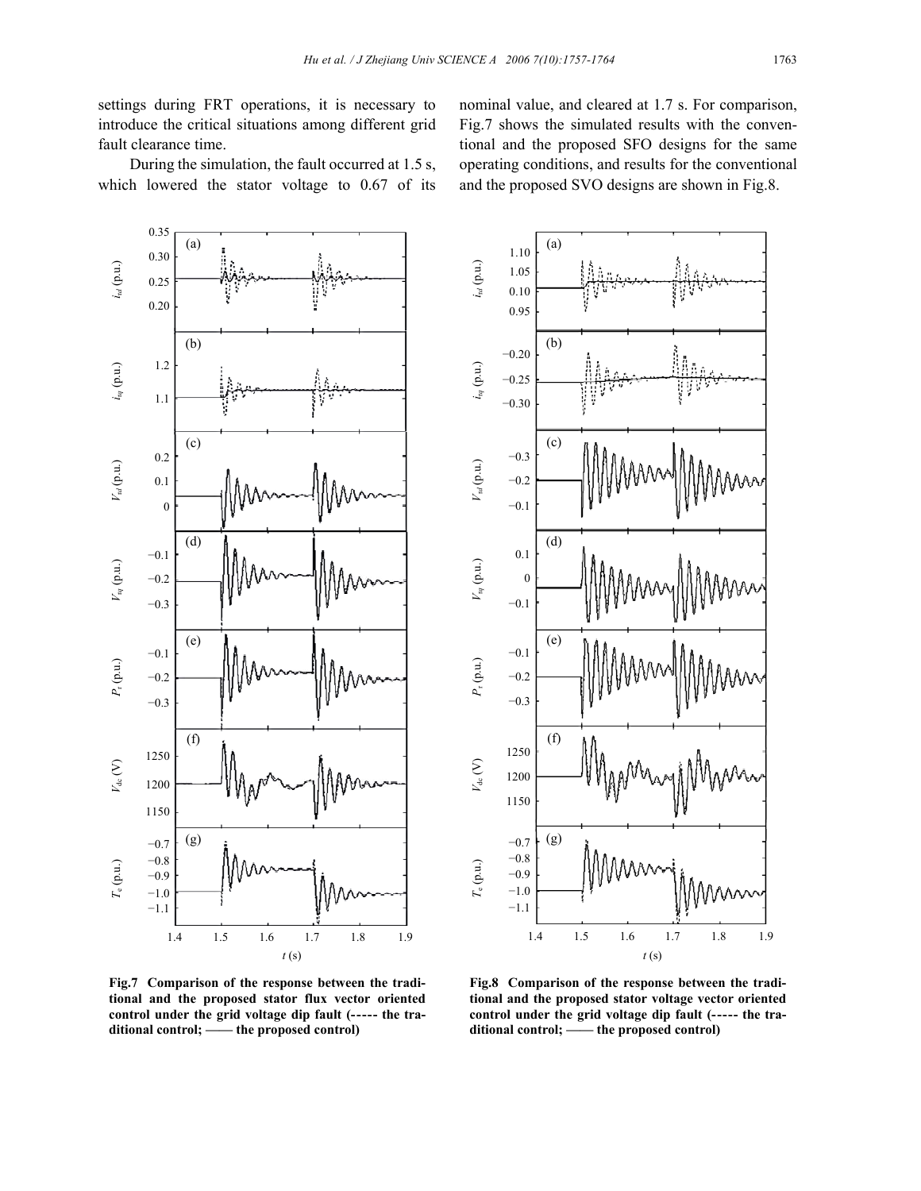settings during FRT operations, it is necessary to introduce the critical situations among different grid fault clearance time.

During the simulation, the fault occurred at 1.5 s, which lowered the stator voltage to 0.67 of its nominal value, and cleared at 1.7 s. For comparison, Fig.7 shows the simulated results with the conventional and the proposed SFO designs for the same operating conditions, and results for the conventional and the proposed SVO designs are shown in Fig.8.

**Fig.7 Comparison of the response between the traditional and the proposed stator flux vector oriented control under the grid voltage dip fault (----- the traditional control; —— the proposed control)**

**Fig.8 Comparison of the response between the traditional and the proposed stator voltage vector oriented control under the grid voltage dip fault (----- the traditional control; —— the proposed control)**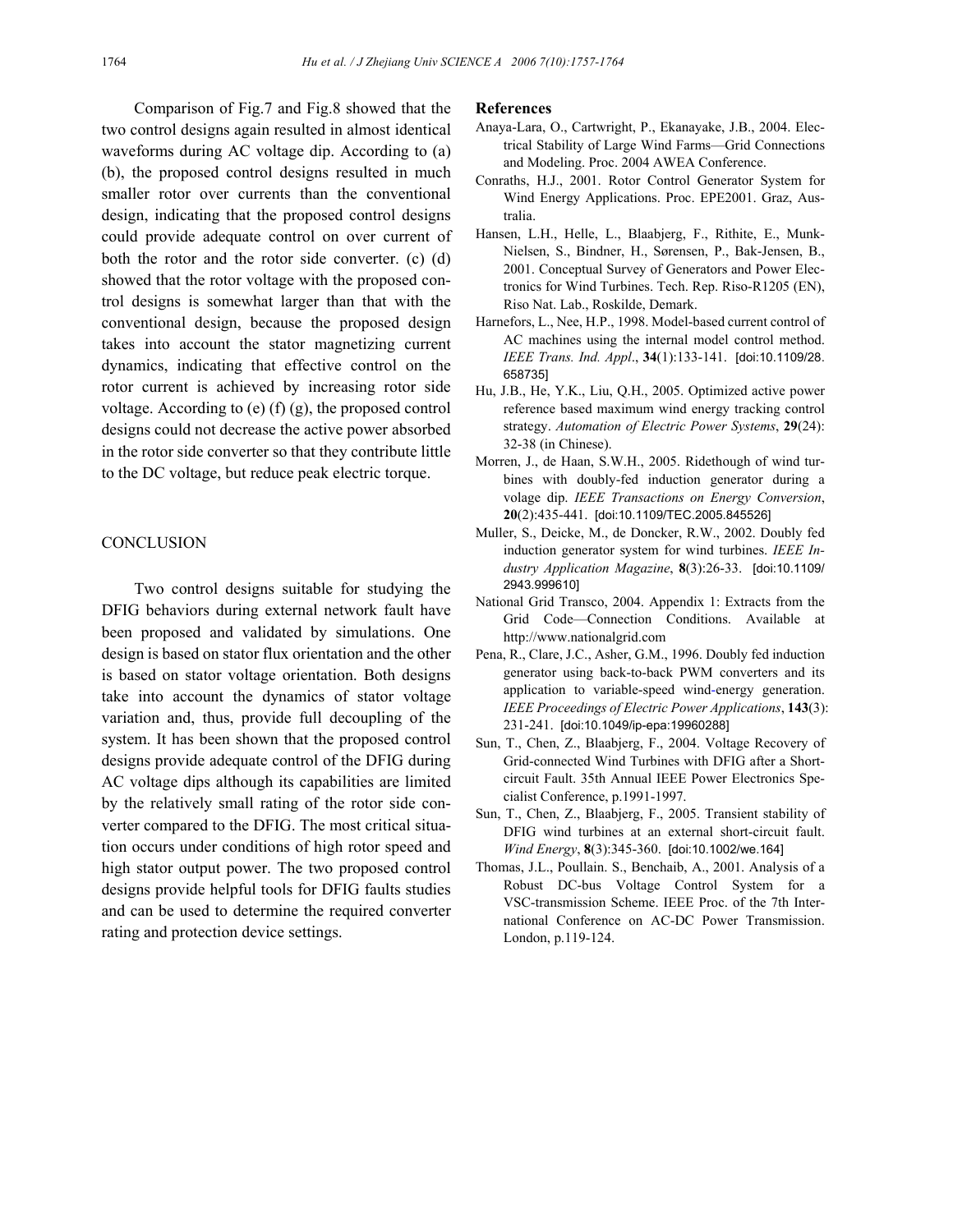Comparison of Fig.7 and Fig.8 showed that the two control designs again resulted in almost identical waveforms during AC voltage dip. According to (a) (b), the proposed control designs resulted in much smaller rotor over currents than the conventional design, indicating that the proposed control designs could provide adequate control on over current of both the rotor and the rotor side converter. (c) (d) showed that the rotor voltage with the proposed control designs is somewhat larger than that with the conventional design, because the proposed design takes into account the stator magnetizing current dynamics, indicating that effective control on the rotor current is achieved by increasing rotor side voltage. According to (e) (f) (g), the proposed control designs could not decrease the active power absorbed in the rotor side converter so that they contribute little to the DC voltage, but reduce peak electric torque.

## CONCLUSION

Two control designs suitable for studying the DFIG behaviors during external network fault have been proposed and validated by simulations. One design is based on stator flux orientation and the other is based on stator voltage orientation. Both designs take into account the dynamics of stator voltage variation and, thus, provide full decoupling of the system. It has been shown that the proposed control designs provide adequate control of the DFIG during AC voltage dips although its capabilities are limited by the relatively small rating of the rotor side converter compared to the DFIG. The most critical situation occurs under conditions of high rotor speed and high stator output power. The two proposed control designs provide helpful tools for DFIG faults studies and can be used to determine the required converter rating and protection device settings.

## References

Anaya-Lara, O., Cartwright, P., Ekanayake, J.B., 2004. Electrical Stability of Large Wind Farms—Grid Connections and Modeling. Proc. 2004 AWEA Conference.

Conraths, H.J., 2001. Rotor Control Generator System for Wind Energy Applications. Proc. EPE2001. Graz, Australia.

Hansen, L.H., Helle, L., Blaabjerg, F., Rithite, E., Munk-Nielsen, S., Bindner, H., Sørensen, P., Bak-Jensen, B., 2001. Conceptual Survey of Generators and Power Electronics for Wind Turbines. Tech. Rep. Riso-R1205 (EN), Riso Nat. Lab., Roskilde, Demark.

Harnefors, L., Nee, H.P., 1998. Model-based current control of AC machines using the internal model control method. *IEEE Trans. Ind. Appl*., **34**(1):133-141. [doi:10.1109/28.658735]

Hu, J.B., He, Y.K., Liu, Q.H., 2005. Optimized active power reference based maximum wind energy tracking control strategy. *Automation of Electric Power Systems*, **29**(24): 32-38 (in Chinese).

Morren, J., de Haan, S.W.H., 2005. Ridethough of wind turbines with doubly-fed induction generator during a volage dip. *IEEE Transactions on Energy Conversion*, **20**(2):435-441. [doi:10.1109/TEC.2005.845526]

Muller, S., Deicke, M., de Doncker, R.W., 2002. Doubly fed induction generator system for wind turbines. *IEEE Industry Application Magazine*, **8**(3):26-33. [doi:10.1109/2943.999610]

National Grid Transco, 2004. Appendix 1: Extracts from the Grid Code—Connection Conditions. Available at http://www.nationalgrid.com

Pena, R., Clare, J.C., Asher, G.M., 1996. Doubly fed induction generator using back-to-back PWM converters and its application to variable-speed wind-energy generation. *IEEE Proceedings of Electric Power Applications*, **143**(3): 231-241. [doi:10.1049/ip-epa:19960288]

Sun, T., Chen, Z., Blaabjerg, F., 2004. Voltage Recovery of Grid-connected Wind Turbines with DFIG after a Short-circuit Fault. 35th Annual IEEE Power Electronics Specialist Conference, p.1991-1997.

Sun, T., Chen, Z., Blaabjerg, F., 2005. Transient stability of DFIG wind turbines at an external short-circuit fault. *Wind Energy*, **8**(3):345-360. [doi:10.1002/we.164]

Thomas, J.L., Poullain. S., Benchaib, A., 2001. Analysis of a Robust DC-bus Voltage Control System for a VSC-transmission Scheme. IEEE Proc. of the 7th International Conference on AC-DC Power Transmission. London, p.119-124.